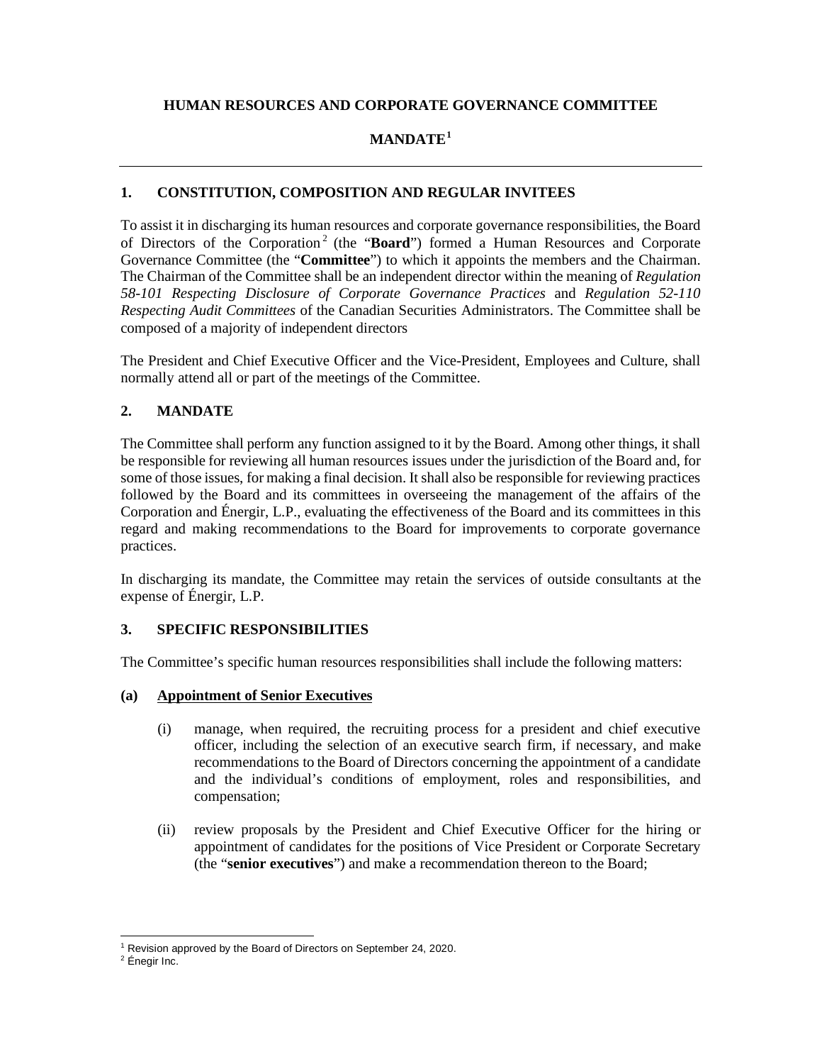# HUMAN RESOURCES AND CORPORATE GOVERNANCE COMMITTEE

# MANDATE[1]

---

## 1. CONSTITUTION, COMPOSITION AND REGULAR INVITEES

To assist it in discharging its human resources and corporate governance responsibilities, the Board of Directors of the Corporation[2] (the "**Board**") formed a Human Resources and Corporate Governance Committee (the "**Committee**") to which it appoints the members and the Chairman. The Chairman of the Committee shall be an independent director within the meaning of *Regulation 58-101 Respecting Disclosure of Corporate Governance Practices* and *Regulation 52-110 Respecting Audit Committees* of the Canadian Securities Administrators. The Committee shall be composed of a majority of independent directors

The President and Chief Executive Officer and the Vice-President, Employees and Culture, shall normally attend all or part of the meetings of the Committee.

## 2. MANDATE

The Committee shall perform any function assigned to it by the Board. Among other things, it shall be responsible for reviewing all human resources issues under the jurisdiction of the Board and, for some of those issues, for making a final decision. It shall also be responsible for reviewing practices followed by the Board and its committees in overseeing the management of the affairs of the Corporation and Énergir, L.P., evaluating the effectiveness of the Board and its committees in this regard and making recommendations to the Board for improvements to corporate governance practices.

In discharging its mandate, the Committee may retain the services of outside consultants at the expense of Énergir, L.P.

## 3. SPECIFIC RESPONSIBILITIES

The Committee's specific human resources responsibilities shall include the following matters:

### (a) Appointment of Senior Executives

(i) manage, when required, the recruiting process for a president and chief executive officer, including the selection of an executive search firm, if necessary, and make recommendations to the Board of Directors concerning the appointment of a candidate and the individual's conditions of employment, roles and responsibilities, and compensation;

(ii) review proposals by the President and Chief Executive Officer for the hiring or appointment of candidates for the positions of Vice President or Corporate Secretary (the "**senior executives**") and make a recommendation thereon to the Board;

---

[1] Revision approved by the Board of Directors on September 24, 2020.

[2] Énegir Inc.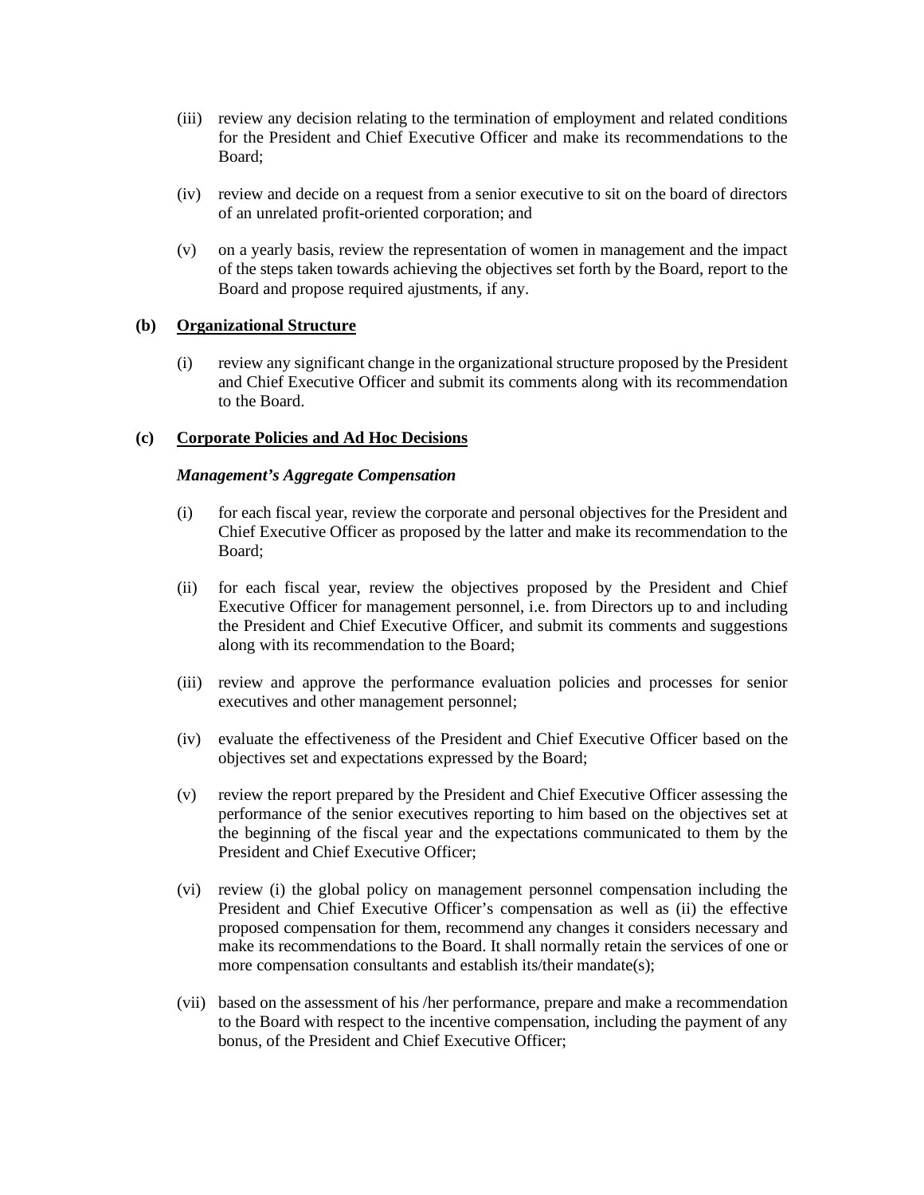(iii) review any decision relating to the termination of employment and related conditions for the President and Chief Executive Officer and make its recommendations to the Board;

(iv) review and decide on a request from a senior executive to sit on the board of directors of an unrelated profit-oriented corporation; and

(v) on a yearly basis, review the representation of women in management and the impact of the steps taken towards achieving the objectives set forth by the Board, report to the Board and propose required ajustments, if any.

**(b) Organizational Structure**

(i) review any significant change in the organizational structure proposed by the President and Chief Executive Officer and submit its comments along with its recommendation to the Board.

**(c) Corporate Policies and Ad Hoc Decisions**

***Management's Aggregate Compensation***

(i) for each fiscal year, review the corporate and personal objectives for the President and Chief Executive Officer as proposed by the latter and make its recommendation to the Board;

(ii) for each fiscal year, review the objectives proposed by the President and Chief Executive Officer for management personnel, i.e. from Directors up to and including the President and Chief Executive Officer, and submit its comments and suggestions along with its recommendation to the Board;

(iii) review and approve the performance evaluation policies and processes for senior executives and other management personnel;

(iv) evaluate the effectiveness of the President and Chief Executive Officer based on the objectives set and expectations expressed by the Board;

(v) review the report prepared by the President and Chief Executive Officer assessing the performance of the senior executives reporting to him based on the objectives set at the beginning of the fiscal year and the expectations communicated to them by the President and Chief Executive Officer;

(vi) review (i) the global policy on management personnel compensation including the President and Chief Executive Officer's compensation as well as (ii) the effective proposed compensation for them, recommend any changes it considers necessary and make its recommendations to the Board. It shall normally retain the services of one or more compensation consultants and establish its/their mandate(s);

(vii) based on the assessment of his /her performance, prepare and make a recommendation to the Board with respect to the incentive compensation, including the payment of any bonus, of the President and Chief Executive Officer;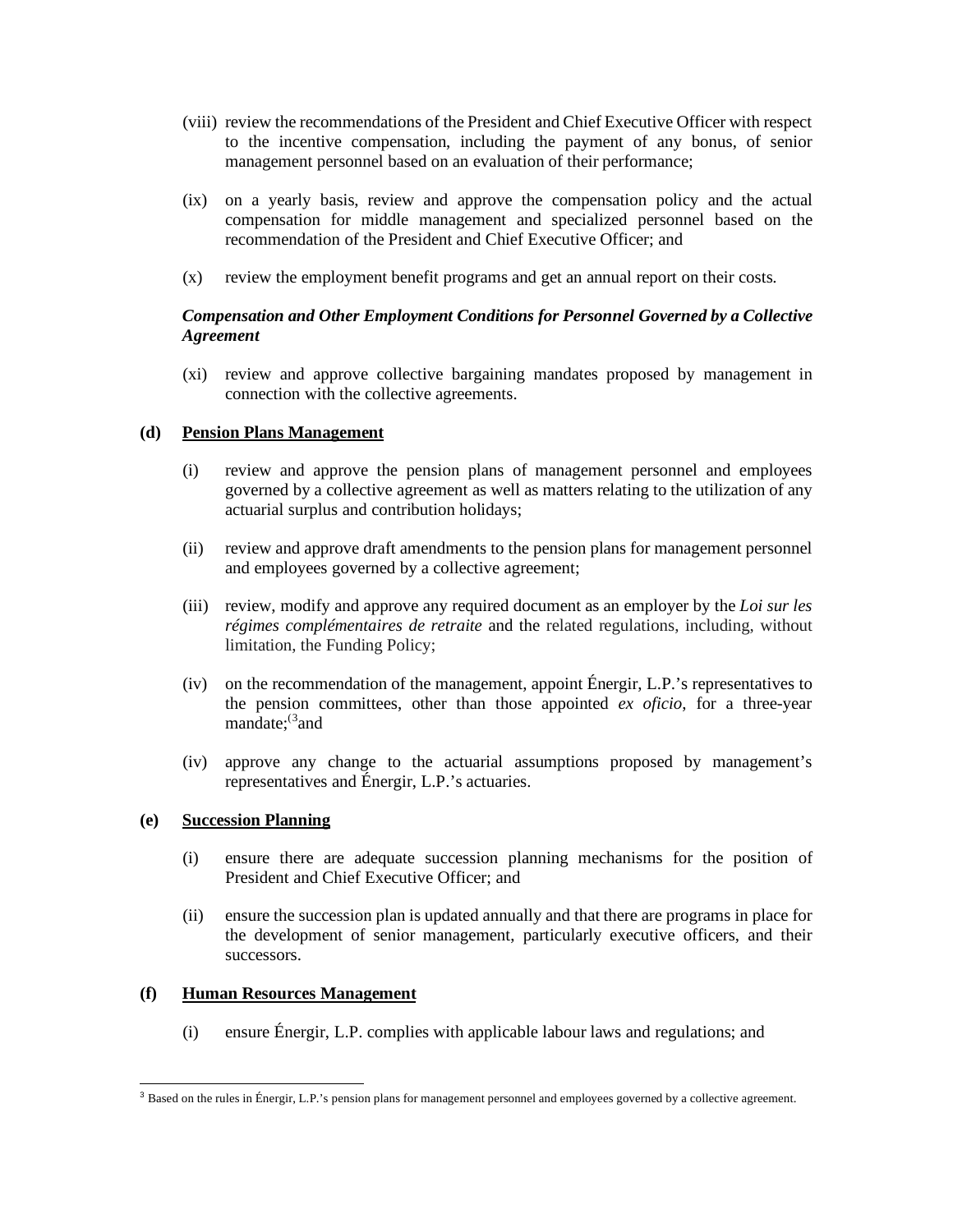(viii) review the recommendations of the President and Chief Executive Officer with respect to the incentive compensation, including the payment of any bonus, of senior management personnel based on an evaluation of their performance;

(ix) on a yearly basis, review and approve the compensation policy and the actual compensation for middle management and specialized personnel based on the recommendation of the President and Chief Executive Officer; and

(x) review the employment benefit programs and get an annual report on their costs.

***Compensation and Other Employment Conditions for Personnel Governed by a Collective Agreement***

(xi) review and approve collective bargaining mandates proposed by management in connection with the collective agreements.

**(d) <u>Pension Plans Management</u>**

(i) review and approve the pension plans of management personnel and employees governed by a collective agreement as well as matters relating to the utilization of any actuarial surplus and contribution holidays;

(ii) review and approve draft amendments to the pension plans for management personnel and employees governed by a collective agreement;

(iii) review, modify and approve any required document as an employer by the *Loi sur les régimes complémentaires de retraite* and the related regulations, including, without limitation, the Funding Policy;

(iv) on the recommendation of the management, appoint Énergir, L.P.'s representatives to the pension committees, other than those appointed *ex oficio*, for a three-year mandate;([3]and

(iv) approve any change to the actuarial assumptions proposed by management's representatives and Énergir, L.P.'s actuaries.

**(e) <u>Succession Planning</u>**

(i) ensure there are adequate succession planning mechanisms for the position of President and Chief Executive Officer; and

(ii) ensure the succession plan is updated annually and that there are programs in place for the development of senior management, particularly executive officers, and their successors.

**(f) <u>Human Resources Management</u>**

(i) ensure Énergir, L.P. complies with applicable labour laws and regulations; and

---

[3] Based on the rules in Énergir, L.P.'s pension plans for management personnel and employees governed by a collective agreement.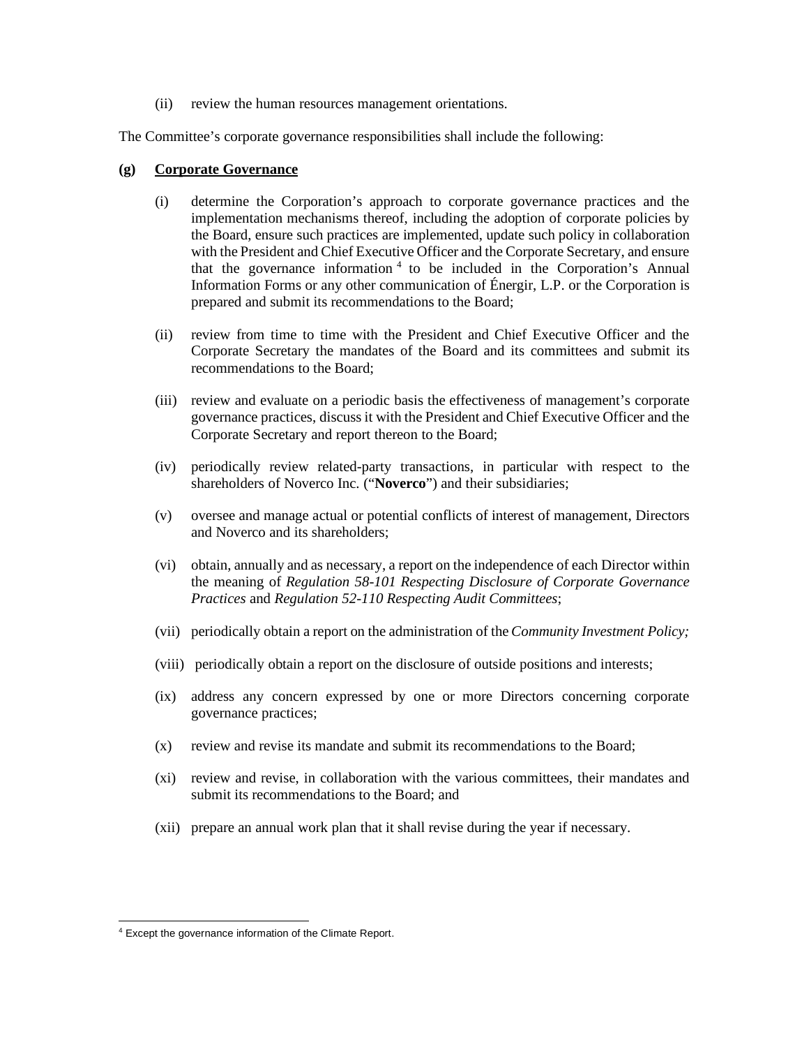(ii) review the human resources management orientations.

The Committee's corporate governance responsibilities shall include the following:

**(g) Corporate Governance**

(i) determine the Corporation's approach to corporate governance practices and the implementation mechanisms thereof, including the adoption of corporate policies by the Board, ensure such practices are implemented, update such policy in collaboration with the President and Chief Executive Officer and the Corporate Secretary, and ensure that the governance information [4] to be included in the Corporation's Annual Information Forms or any other communication of Énergir, L.P. or the Corporation is prepared and submit its recommendations to the Board;

(ii) review from time to time with the President and Chief Executive Officer and the Corporate Secretary the mandates of the Board and its committees and submit its recommendations to the Board;

(iii) review and evaluate on a periodic basis the effectiveness of management's corporate governance practices, discuss it with the President and Chief Executive Officer and the Corporate Secretary and report thereon to the Board;

(iv) periodically review related-party transactions, in particular with respect to the shareholders of Noverco Inc. ("**Noverco**") and their subsidiaries;

(v) oversee and manage actual or potential conflicts of interest of management, Directors and Noverco and its shareholders;

(vi) obtain, annually and as necessary, a report on the independence of each Director within the meaning of *Regulation 58-101 Respecting Disclosure of Corporate Governance Practices* and *Regulation 52-110 Respecting Audit Committees*;

(vii) periodically obtain a report on the administration of the *Community Investment Policy;*

(viii) periodically obtain a report on the disclosure of outside positions and interests;

(ix) address any concern expressed by one or more Directors concerning corporate governance practices;

(x) review and revise its mandate and submit its recommendations to the Board;

(xi) review and revise, in collaboration with the various committees, their mandates and submit its recommendations to the Board; and

(xii) prepare an annual work plan that it shall revise during the year if necessary.

[4] Except the governance information of the Climate Report.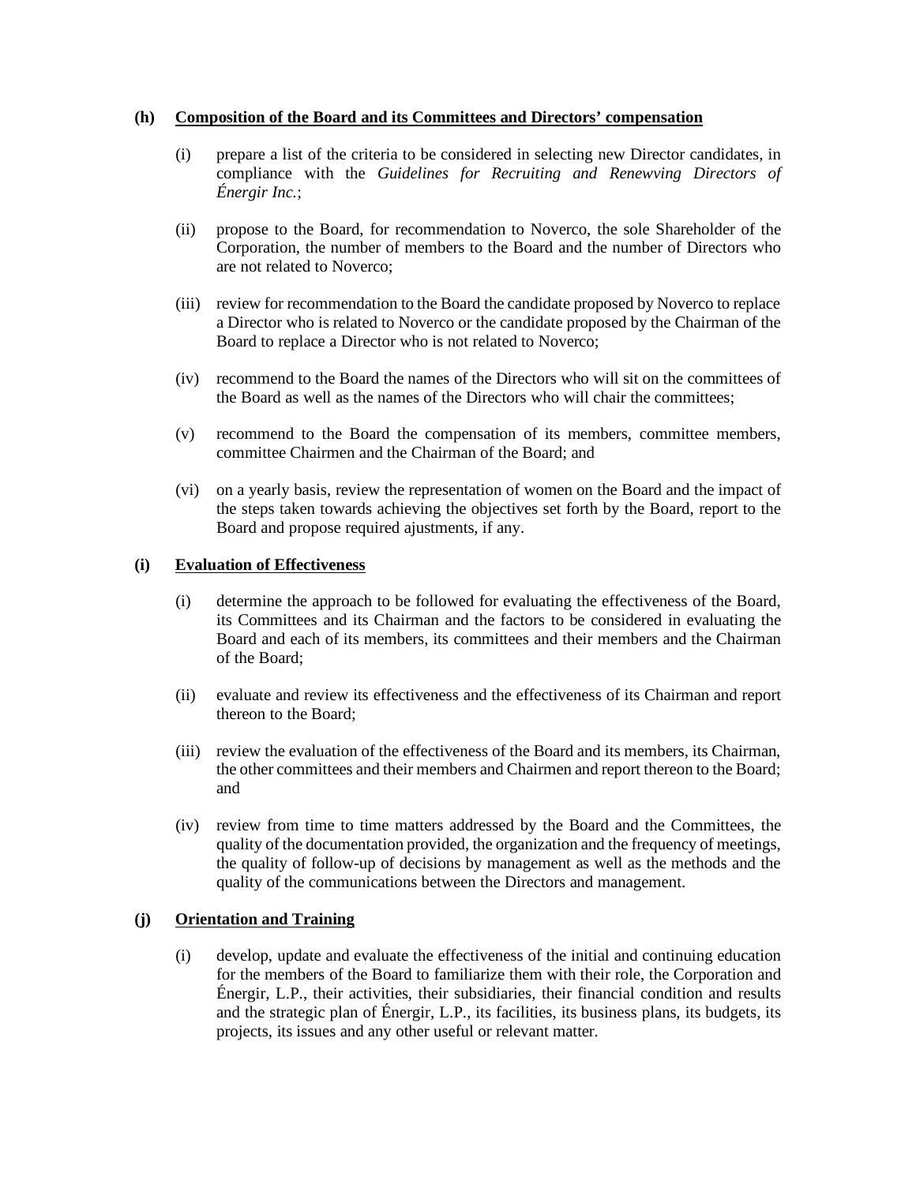**(h) Composition of the Board and its Committees and Directors' compensation**

(i) prepare a list of the criteria to be considered in selecting new Director candidates, in compliance with the *Guidelines for Recruiting and Renewving Directors of Énergir Inc.*;

(ii) propose to the Board, for recommendation to Noverco, the sole Shareholder of the Corporation, the number of members to the Board and the number of Directors who are not related to Noverco;

(iii) review for recommendation to the Board the candidate proposed by Noverco to replace a Director who is related to Noverco or the candidate proposed by the Chairman of the Board to replace a Director who is not related to Noverco;

(iv) recommend to the Board the names of the Directors who will sit on the committees of the Board as well as the names of the Directors who will chair the committees;

(v) recommend to the Board the compensation of its members, committee members, committee Chairmen and the Chairman of the Board; and

(vi) on a yearly basis, review the representation of women on the Board and the impact of the steps taken towards achieving the objectives set forth by the Board, report to the Board and propose required ajustments, if any.

**(i) Evaluation of Effectiveness**

(i) determine the approach to be followed for evaluating the effectiveness of the Board, its Committees and its Chairman and the factors to be considered in evaluating the Board and each of its members, its committees and their members and the Chairman of the Board;

(ii) evaluate and review its effectiveness and the effectiveness of its Chairman and report thereon to the Board;

(iii) review the evaluation of the effectiveness of the Board and its members, its Chairman, the other committees and their members and Chairmen and report thereon to the Board; and

(iv) review from time to time matters addressed by the Board and the Committees, the quality of the documentation provided, the organization and the frequency of meetings, the quality of follow-up of decisions by management as well as the methods and the quality of the communications between the Directors and management.

**(j) Orientation and Training**

(i) develop, update and evaluate the effectiveness of the initial and continuing education for the members of the Board to familiarize them with their role, the Corporation and Énergir, L.P., their activities, their subsidiaries, their financial condition and results and the strategic plan of Énergir, L.P., its facilities, its business plans, its budgets, its projects, its issues and any other useful or relevant matter.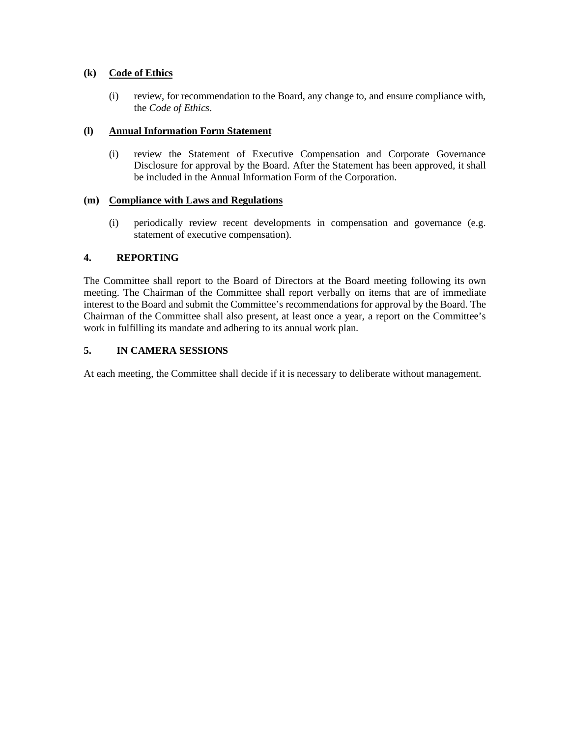**(k) Code of Ethics**

(i) review, for recommendation to the Board, any change to, and ensure compliance with, the *Code of Ethics*.

**(l) Annual Information Form Statement**

(i) review the Statement of Executive Compensation and Corporate Governance Disclosure for approval by the Board. After the Statement has been approved, it shall be included in the Annual Information Form of the Corporation.

**(m) Compliance with Laws and Regulations**

(i) periodically review recent developments in compensation and governance (e.g. statement of executive compensation).

## 4. REPORTING

The Committee shall report to the Board of Directors at the Board meeting following its own meeting. The Chairman of the Committee shall report verbally on items that are of immediate interest to the Board and submit the Committee's recommendations for approval by the Board. The Chairman of the Committee shall also present, at least once a year, a report on the Committee's work in fulfilling its mandate and adhering to its annual work plan.

## 5. IN CAMERA SESSIONS

At each meeting, the Committee shall decide if it is necessary to deliberate without management.